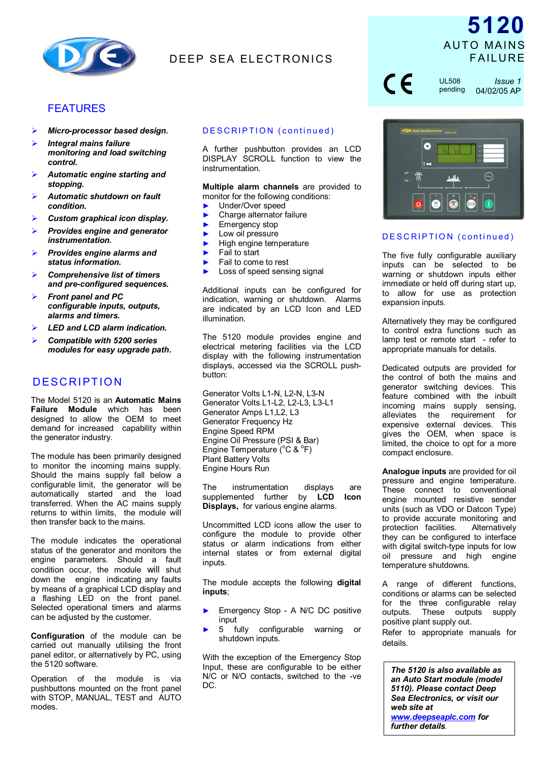DEEP SEA ELECTRONICS

# 5120

## AUTO MAINS FAILURE

UL508 pending

*Issue 1* 04/02/05 AP

## FEATURES

- ***Micro-processor based design.***
- ***Integral mains failure monitoring and load switching control.***
- ***Automatic engine starting and stopping.***
- ***Automatic shutdown on fault condition.***
- ***Custom graphical icon display.***
- ***Provides engine and generator instrumentation.***
- ***Provides engine alarms and status information.***
- ***Comprehensive list of timers and pre-configured sequences.***
- ***Front panel and PC configurable inputs, outputs, alarms and timers.***
- ***LED and LCD alarm indication.***
- ***Compatible with 5200 series modules for easy upgrade path.***

## DESCRIPTION

The Model 5120 is an **Automatic Mains Failure Module** which has been designed to allow the OEM to meet demand for increased capability within the generator industry.

The module has been primarily designed to monitor the incoming mains supply. Should the mains supply fall below a configurable limit, the generator will be automatically started and the load transferred. When the AC mains supply returns to within limits, the module will then transfer back to the mains.

The module indicates the operational status of the generator and monitors the engine parameters. Should a fault condition occur, the module will shut down the engine indicating any faults by means of a graphical LCD display and a flashing LED on the front panel. Selected operational timers and alarms can be adjusted by the customer.

**Configuration** of the module can be carried out manually utilising the front panel editor, or alternatively by PC, using the 5120 software.

Operation of the module is via pushbuttons mounted on the front panel with STOP, MANUAL, TEST and AUTO modes.

## DESCRIPTION (continued)

A further pushbutton provides an LCD DISPLAY SCROLL function to view the instrumentation.

**Multiple alarm channels** are provided to monitor for the following conditions:

- Under/Over speed
- Charge alternator failure
- Emergency stop
- Low oil pressure
- High engine temperature
- Fail to start
- Fail to come to rest
- Loss of speed sensing signal

Additional inputs can be configured for indication, warning or shutdown. Alarms are indicated by an LCD Icon and LED illumination.

The 5120 module provides engine and electrical metering facilities via the LCD display with the following instrumentation displays, accessed via the SCROLL push-button:

Generator Volts L1-N, L2-N, L3-N
Generator Volts L1-L2, L2-L3, L3-L1
Generator Amps L1,L2, L3
Generator Frequency Hz
Engine Speed RPM
Engine Oil Pressure (PSI & Bar)
Engine Temperature ($^{o}$C & $^{o}$F)
Plant Battery Volts
Engine Hours Run

The instrumentation displays are supplemented further by **LCD Icon Displays,** for various engine alarms.

Uncommitted LCD icons allow the user to configure the module to provide other status or alarm indications from either internal states or from external digital inputs.

The module accepts the following **digital inputs**;

- Emergency Stop - A N/C DC positive input
- 5 fully configurable warning or shutdown inputs.

With the exception of the Emergency Stop Input, these are configurable to be either N/C or N/O contacts, switched to the -ve DC.

## DESCRIPTION (continued)

The five fully configurable auxiliary inputs can be selected to be warning or shutdown inputs either immediate or held off during start up, to allow for use as protection expansion inputs.

Alternatively they may be configured to control extra functions such as lamp test or remote start - refer to appropriate manuals for details.

Dedicated outputs are provided for the control of both the mains and generator switching devices. This feature combined with the inbuilt incoming mains supply sensing, alleviates the requirement for expensive external devices. This gives the OEM, when space is limited, the choice to opt for a more compact enclosure.

**Analogue inputs** are provided for oil pressure and engine temperature. These connect to conventional engine mounted resistive sender units (such as VDO or Datcon Type) to provide accurate monitoring and protection facilities. Alternatively they can be configured to interface with digital switch-type inputs for low oil pressure and high engine temperature shutdowns.

A range of different functions, conditions or alarms can be selected for the three configurable relay outputs. These outputs supply positive plant supply out.
Refer to appropriate manuals for details.

***The 5120 is also available as an Auto Start module (model 5110). Please contact Deep Sea Electronics, or visit our web site at [www.deepseaplc.com](http://www.deepseaplc.com) for further details.***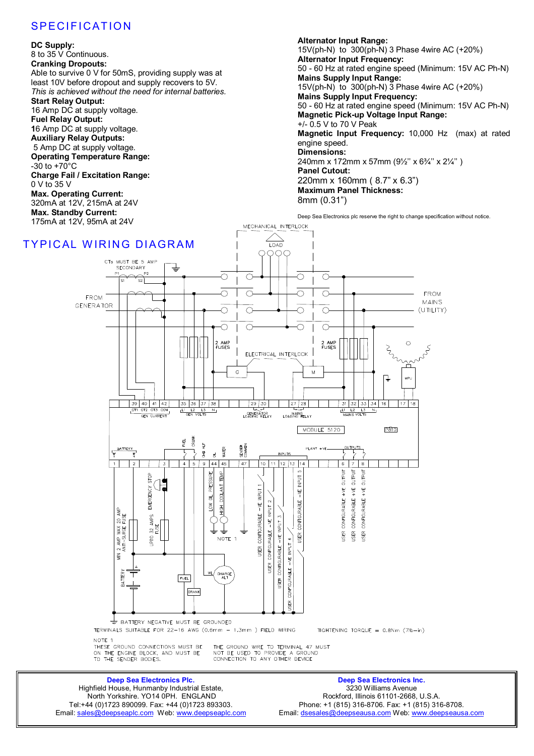## SPECIFICATION

**DC Supply:**
8 to 35 V Continuous.

**Cranking Dropouts:**
Able to survive 0 V for 50mS, providing supply was at least 10V before dropout and supply recovers to 5V.
*This is achieved without the need for internal batteries.*

**Start Relay Output:**
16 Amp DC at supply voltage.

**Fuel Relay Output:**
16 Amp DC at supply voltage.

**Auxiliary Relay Outputs:**
5 Amp DC at supply voltage.

**Operating Temperature Range:**
-30 to +70°C

**Charge Fail / Excitation Range:**
0 V to 35 V

**Max. Operating Current:**
320mA at 12V, 215mA at 24V

**Max. Standby Current:**
175mA at 12V, 95mA at 24V

**Alternator Input Range:**
15V(ph-N) to 300(ph-N) 3 Phase 4wire AC (+20%)

**Alternator Input Frequency:**
50 - 60 Hz at rated engine speed (Minimum: 15V AC Ph-N)

**Mains Supply Input Range:**
15V(ph-N) to 300(ph-N) 3 Phase 4wire AC (+20%)

**Mains Supply Input Frequency:**
50 - 60 Hz at rated engine speed (Minimum: 15V AC Ph-N)

**Magnetic Pick-up Voltage Input Range:**
+/- 0.5 V to 70 V Peak

**Magnetic Input Frequency:** 10,000 Hz (max) at rated engine speed.

**Dimensions:**
240mm x 172mm x 57mm (9½" x 6¾" x 2¼" )

**Panel Cutout:**
220mm x 160mm ( 8.7" x 6.3")

**Maximum Panel Thickness:**
8mm (0.31")

Deep Sea Electronics plc reserve the right to change specification without notice.

## TYPICAL WIRING DIAGRAM

MECHANICAL INTERLOCK
LOAD
CTs MUST BE 5 AMP SECONDARY
P1 P2
S1 S2
FROM GENERATOR
FROM MAINS (UTILITY)
2 AMP FUSES
2 AMP FUSES
ELECTRICAL INTERLOCK
C
M
MPU
39 40 41 42 | 35 36 37 38 | 29 30 | 27 28 | 31 32 33 34 | 16 | 17 18
CT1 CT2 CT3 COM
GEN CURRENT
L1 L2 L3 N
GEN VOLTS
GENERATOR LOADING RELAY
MAINS LOADING RELAY
L1 L2 L3 N
MAINS VOLTS
MODULE 5120
P810
BATTERY -VE +VE
FUEL
CRANK
EMG ALT
OIL
WATER
SENDER COMMON
INPUTS
PLANT +VE
OUTPUTS
1 2 3 4 5 9 44 45 47 10 11 12 13 14 6 7 8
EMERGENCY STOP
LOW OIL PRESSURE
HIGH COOLANT TEMP
USER CONFIGURABLE -VE INPUT 1
USER CONFIGURABLE -VE INPUT 2
USER CONFIGURABLE -VE INPUT 3
USER CONFIGURABLE -VE INPUT 4
USER CONFIGURABLE -VE INPUT 5
USER CONFIGURABLE +VE OUTPUT
USER CONFIGURABLE +VE OUTPUT
USER CONFIGURABLE +VE OUTPUT
MIN 2 AMP MAX 20 AMP ANTI-SURGE FUSE
UPTO 32 AMPS FUSE
NOTE 1
BATTERY
FUEL
CRANK
WL
CHARGE ALT

BATTERY NEGATIVE MUST BE GROUNDED

TERMINALS SUITABLE FOR 22-16 AWG (0.6mm - 1.3mm ) FIELD WIRING

TIGHTENING TORQUE = 0.8Nm (7lb-in)

NOTE 1
THESE GROUND CONNECTIONS MUST BE ON THE ENGINE BLOCK, AND MUST BE TO THE SENDER BODIES.

THE GROUND WIRE TO TERMINAL 47 MUST NOT BE USED TO PROVIDE A GROUND CONNECTION TO ANY OTHER DEVICE

**Deep Sea Electronics Plc.**
Highfield House, Hunmanby Industrial Estate,
North Yorkshire. YO14 0PH. ENGLAND
Tel:+44 (0)1723 890099. Fax: +44 (0)1723 893303.
Email: sales@deepseaplc.com Web: www.deepseaplc.com

**Deep Sea Electronics Inc.**
3230 Williams Avenue
Rockford, Illinois 61101-2668, U.S.A.
Phone: +1 (815) 316-8706. Fax: +1 (815) 316-8708.
Email: dsesales@deepseausa.com Web: www.deepseausa.com